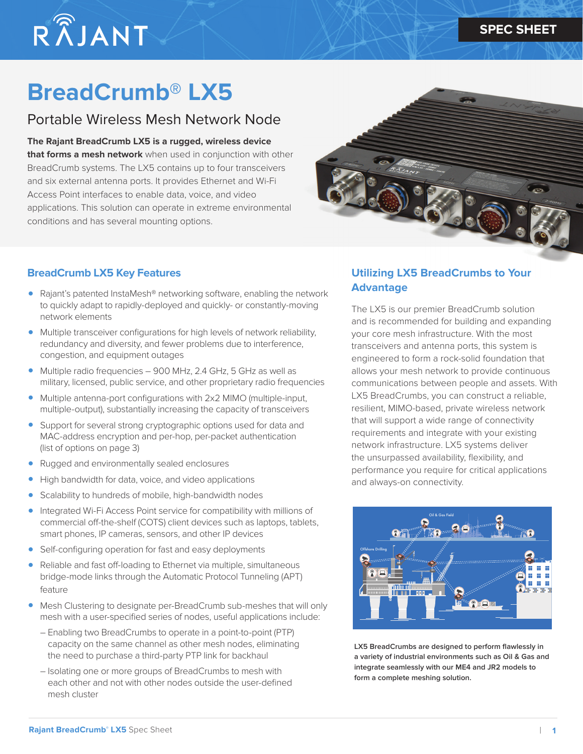# BreadCrumb® LX5

## Portable Wireless Mesh Network Node

**The Rajant BreadCrumb LX5 is a rugged, wireless device that forms a mesh network** when used in conjunction with other BreadCrumb systems. The LX5 contains up to four transceivers and six external antenna ports. It provides Ethernet and Wi-Fi Access Point interfaces to enable data, voice, and video applications. This solution can operate in extreme environmental conditions and has several mounting options.

### BreadCrumb LX5 Key Features

- Rajant's patented InstaMesh® networking software, enabling the network to quickly adapt to rapidly-deployed and quickly- or constantly-moving network elements
- Multiple transceiver configurations for high levels of network reliability, redundancy and diversity, and fewer problems due to interference, congestion, and equipment outages
- Multiple radio frequencies – 900 MHz, 2.4 GHz, 5 GHz as well as military, licensed, public service, and other proprietary radio frequencies
- Multiple antenna-port configurations with 2x2 MIMO (multiple-input, multiple-output), substantially increasing the capacity of transceivers
- Support for several strong cryptographic options used for data and MAC-address encryption and per-hop, per-packet authentication (list of options on page 3)
- Rugged and environmentally sealed enclosures
- High bandwidth for data, voice, and video applications
- Scalability to hundreds of mobile, high-bandwidth nodes
- Integrated Wi-Fi Access Point service for compatibility with millions of commercial off-the-shelf (COTS) client devices such as laptops, tablets, smart phones, IP cameras, sensors, and other IP devices
- Self-configuring operation for fast and easy deployments
- Reliable and fast off-loading to Ethernet via multiple, simultaneous bridge-mode links through the Automatic Protocol Tunneling (APT) feature
- Mesh Clustering to designate per-BreadCrumb sub-meshes that will only mesh with a user-specified series of nodes, useful applications include:
  - Enabling two BreadCrumbs to operate in a point-to-point (PTP) capacity on the same channel as other mesh nodes, eliminating the need to purchase a third-party PTP link for backhaul
  - Isolating one or more groups of BreadCrumbs to mesh with each other and not with other nodes outside the user-defined mesh cluster

### Utilizing LX5 BreadCrumbs to Your Advantage

The LX5 is our premier BreadCrumb solution and is recommended for building and expanding your core mesh infrastructure. With the most transceivers and antenna ports, this system is engineered to form a rock-solid foundation that allows your mesh network to provide continuous communications between people and assets. With LX5 BreadCrumbs, you can construct a reliable, resilient, MIMO-based, private wireless network that will support a wide range of connectivity requirements and integrate with your existing network infrastructure. LX5 systems deliver the unsurpassed availability, flexibility, and performance you require for critical applications and always-on connectivity.

**LX5 BreadCrumbs are designed to perform flawlessly in a variety of industrial environments such as Oil & Gas and integrate seamlessly with our ME4 and JR2 models to form a complete meshing solution.**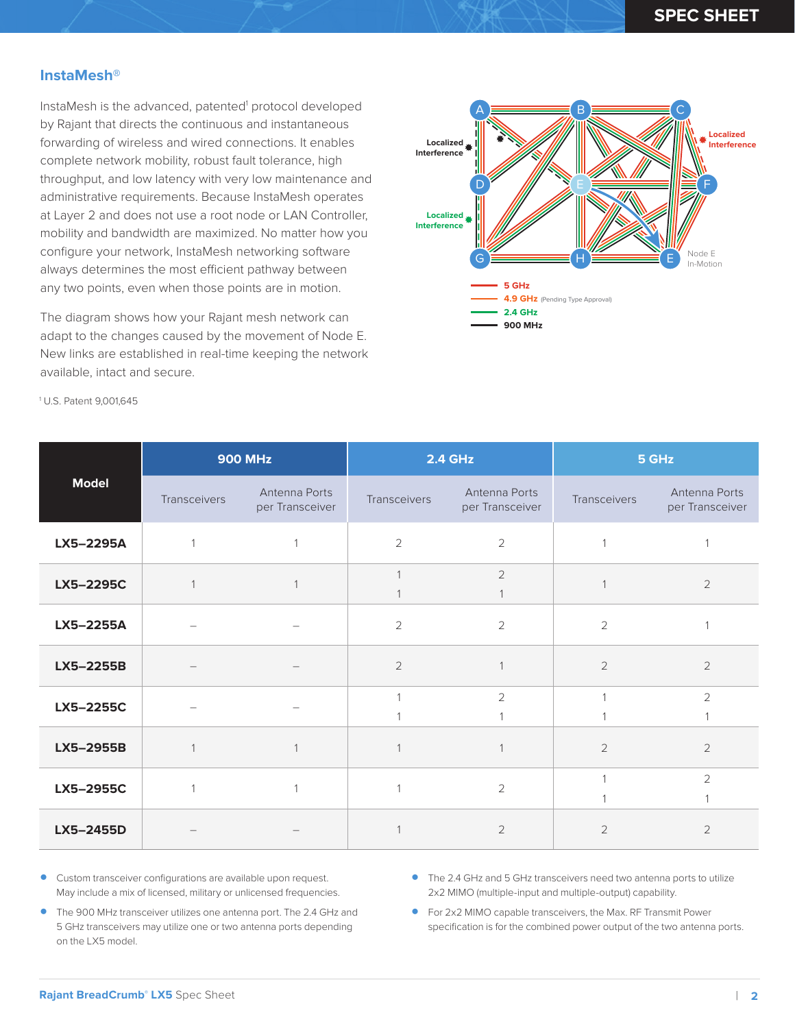## InstaMesh®

InstaMesh is the advanced, patented[1] protocol developed by Rajant that directs the continuous and instantaneous forwarding of wireless and wired connections. It enables complete network mobility, robust fault tolerance, high throughput, and low latency with very low maintenance and administrative requirements. Because InstaMesh operates at Layer 2 and does not use a root node or LAN Controller, mobility and bandwidth are maximized. No matter how you configure your network, InstaMesh networking software always determines the most efficient pathway between any two points, even when those points are in motion.

The diagram shows how your Rajant mesh network can adapt to the changes caused by the movement of Node E. New links are established in real-time keeping the network available, intact and secure.

Localized Interference

Localized Interference

Localized Interference

Node E In-Motion

- 5 GHz
- 4.9 GHz (Pending Type Approval)
- 2.4 GHz
- 900 MHz

[1] U.S. Patent 9,001,645

| Model | 900 MHz | | 2.4 GHz | | 5 GHz | |
|---|---|---|---|---|---|---|
| | Transceivers | Antenna Ports per Transceiver | Transceivers | Antenna Ports per Transceiver | Transceivers | Antenna Ports per Transceiver |
| **LX5–2295A** | 1 | 1 | 2 | 2 | 1 | 1 |
| **LX5–2295C** | 1 | 1 | 1<br>1 | 2<br>1 | 1 | 2 |
| **LX5–2255A** | – | – | 2 | 2 | 2 | 1 |
| **LX5–2255B** | – | – | 2 | 1 | 2 | 2 |
| **LX5–2255C** | – | – | 1<br>1 | 2<br>1 | 1<br>1 | 2<br>1 |
| **LX5–2955B** | 1 | 1 | 1 | 1 | 2 | 2 |
| **LX5–2955C** | 1 | 1 | 1 | 2 | 1<br>1 | 2<br>1 |
| **LX5–2455D** | – | – | 1 | 2 | 2 | 2 |

- Custom transceiver configurations are available upon request. May include a mix of licensed, military or unlicensed frequencies.
- The 900 MHz transceiver utilizes one antenna port. The 2.4 GHz and 5 GHz transceivers may utilize one or two antenna ports depending on the LX5 model.
- The 2.4 GHz and 5 GHz transceivers need two antenna ports to utilize 2x2 MIMO (multiple-input and multiple-output) capability.
- For 2x2 MIMO capable transceivers, the Max. RF Transmit Power specification is for the combined power output of the two antenna ports.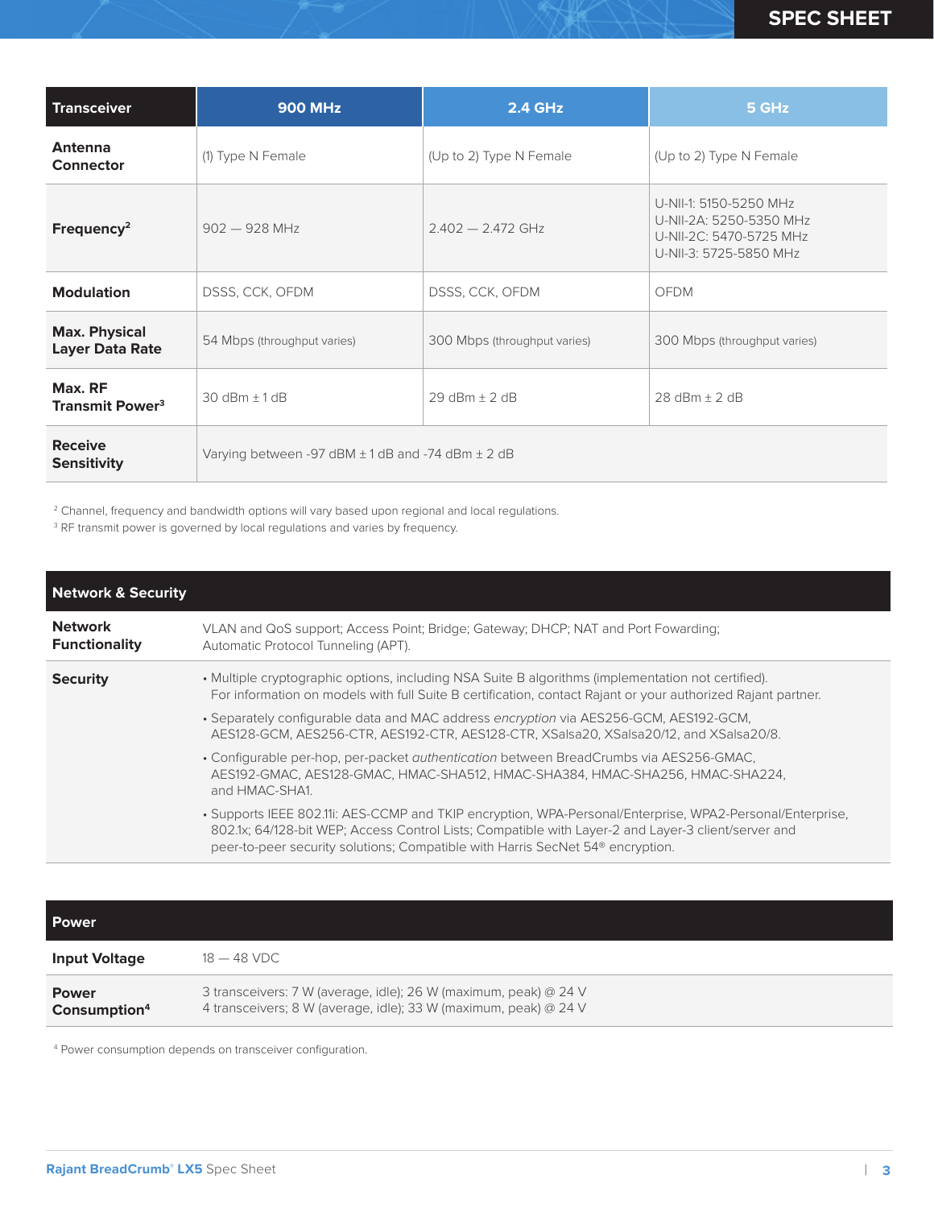| Transceiver | 900 MHz | 2.4 GHz | 5 GHz |
|---|---|---|---|
| **Antenna Connector** | (1) Type N Female | (Up to 2) Type N Female | (Up to 2) Type N Female |
| **Frequency**[2] | 902 — 928 MHz | 2.402 — 2.472 GHz | U-NII-1: 5150-5250 MHz<br>U-NII-2A: 5250-5350 MHz<br>U-NII-2C: 5470-5725 MHz<br>U-NII-3: 5725-5850 MHz |
| **Modulation** | DSSS, CCK, OFDM | DSSS, CCK, OFDM | OFDM |
| **Max. Physical Layer Data Rate** | 54 Mbps (throughput varies) | 300 Mbps (throughput varies) | 300 Mbps (throughput varies) |
| **Max. RF Transmit Power**[3] | 30 dBm ± 1 dB | 29 dBm ± 2 dB | 28 dBm ± 2 dB |
| **Receive Sensitivity** | Varying between -97 dBM ± 1 dB and -74 dBm ± 2 dB | | |

[2] Channel, frequency and bandwidth options will vary based upon regional and local regulations.
[3] RF transmit power is governed by local regulations and varies by frequency.

| Network & Security | |
|---|---|
| **Network Functionality** | VLAN and QoS support; Access Point; Bridge; Gateway; DHCP; NAT and Port Fowarding; Automatic Protocol Tunneling (APT). |
| **Security** | • Multiple cryptographic options, including NSA Suite B algorithms (implementation not certified). For information on models with full Suite B certification, contact Rajant or your authorized Rajant partner.<br>• Separately configurable data and MAC address *encryption* via AES256-GCM, AES192-GCM, AES128-GCM, AES256-CTR, AES192-CTR, AES128-CTR, XSalsa20, XSalsa20/12, and XSalsa20/8.<br>• Configurable per-hop, per-packet *authentication* between BreadCrumbs via AES256-GMAC, AES192-GMAC, AES128-GMAC, HMAC-SHA512, HMAC-SHA384, HMAC-SHA256, HMAC-SHA224, and HMAC-SHA1.<br>• Supports IEEE 802.11i: AES-CCMP and TKIP encryption, WPA-Personal/Enterprise, WPA2-Personal/Enterprise, 802.1x; 64/128-bit WEP; Access Control Lists; Compatible with Layer-2 and Layer-3 client/server and peer-to-peer security solutions; Compatible with Harris SecNet 54® encryption. |

| Power | |
|---|---|
| **Input Voltage** | 18 — 48 VDC |
| **Power Consumption**[4] | 3 transceivers: 7 W (average, idle); 26 W (maximum, peak) @ 24 V<br>4 transceivers; 8 W (average, idle); 33 W (maximum, peak) @ 24 V |

[4] Power consumption depends on transceiver configuration.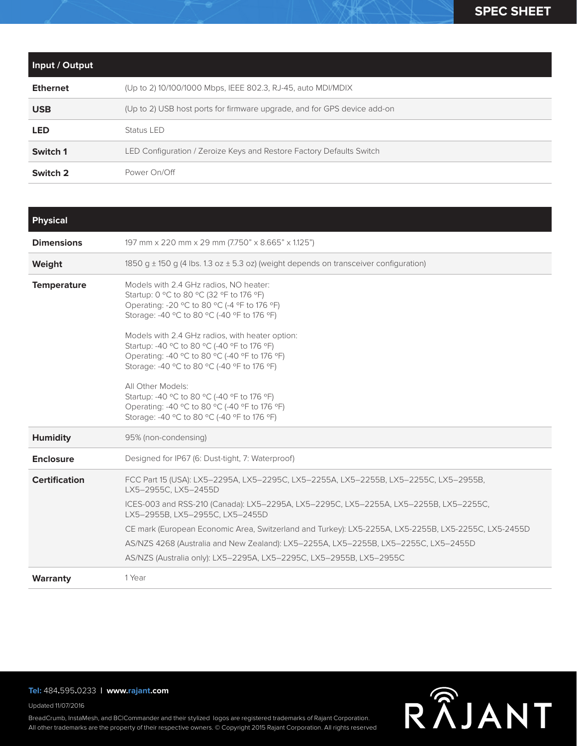| Input / Output | |
|---|---|
| **Ethernet** | (Up to 2) 10/100/1000 Mbps, IEEE 802.3, RJ-45, auto MDI/MDIX |
| **USB** | (Up to 2) USB host ports for firmware upgrade, and for GPS device add-on |
| **LED** | Status LED |
| **Switch 1** | LED Configuration / Zeroize Keys and Restore Factory Defaults Switch |
| **Switch 2** | Power On/Off |

| Physical | |
|---|---|
| **Dimensions** | 197 mm x 220 mm x 29 mm (7.750” x 8.665” x 1.125”) |
| **Weight** | 1850 g ± 150 g (4 lbs. 1.3 oz ± 5.3 oz) (weight depends on transceiver configuration) |
| **Temperature** | Models with 2.4 GHz radios, NO heater:<br>Startup: 0 °C to 80 °C (32 °F to 176 °F)<br>Operating: -20 °C to 80 °C (-4 °F to 176 °F)<br>Storage: -40 °C to 80 °C (-40 °F to 176 °F)<br><br>Models with 2.4 GHz radios, with heater option:<br>Startup: -40 °C to 80 °C (-40 °F to 176 °F)<br>Operating: -40 °C to 80 °C (-40 °F to 176 °F)<br>Storage: -40 °C to 80 °C (-40 °F to 176 °F)<br><br>All Other Models:<br>Startup: -40 °C to 80 °C (-40 °F to 176 °F)<br>Operating: -40 °C to 80 °C (-40 °F to 176 °F)<br>Storage: -40 °C to 80 °C (-40 °F to 176 °F) |
| **Humidity** | 95% (non-condensing) |
| **Enclosure** | Designed for IP67 (6: Dust-tight, 7: Waterproof) |
| **Certification** | FCC Part 15 (USA): LX5–2295A, LX5–2295C, LX5–2255A, LX5–2255B, LX5–2255C, LX5–2955B, LX5–2955C, LX5–2455D<br>ICES-003 and RSS-210 (Canada): LX5–2295A, LX5–2295C, LX5–2255A, LX5–2255B, LX5–2255C, LX5–2955B, LX5–2955C, LX5–2455D<br>CE mark (European Economic Area, Switzerland and Turkey): LX5-2255A, LX5-2255B, LX5-2255C, LX5-2455D<br>AS/NZS 4268 (Australia and New Zealand): LX5–2255A, LX5–2255B, LX5–2255C, LX5–2455D<br>AS/NZS (Australia only): LX5–2295A, LX5–2295C, LX5–2955B, LX5–2955C |
| **Warranty** | 1 Year |

**Tel:** 484.595.0233 | **www.rajant.com**

Updated 11/07/2016

BreadCrumb, InstaMesh, and BC|Commander and their stylized logos are registered trademarks of Rajant Corporation. All other trademarks are the property of their respective owners. © Copyright 2015 Rajant Corporation. All rights reserved